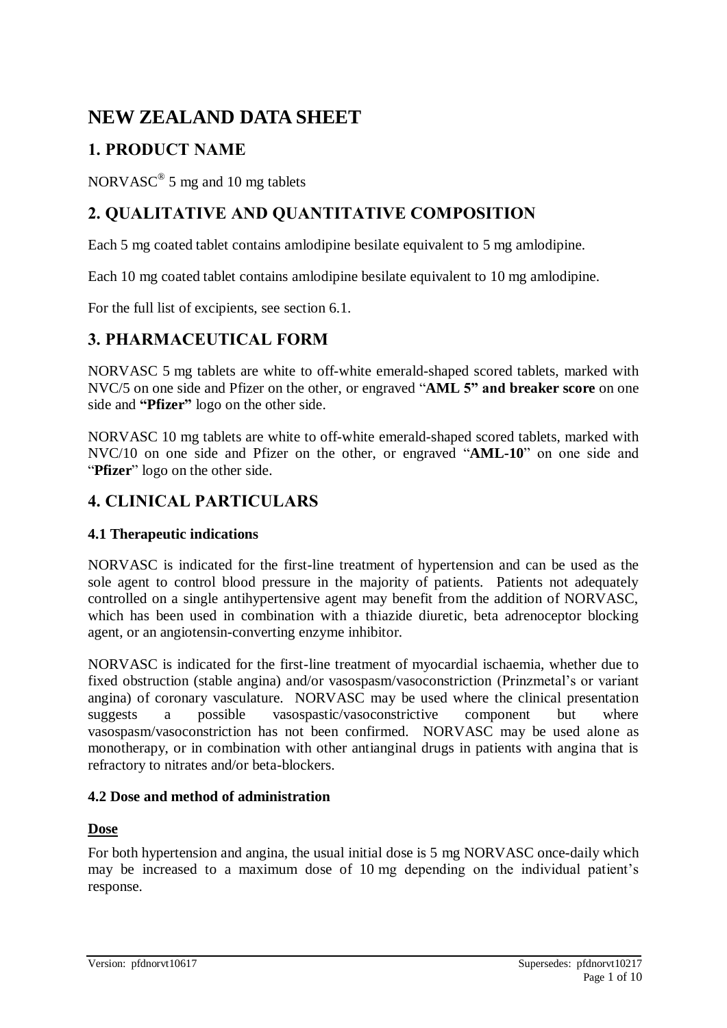# NEW ZEALAND DATA SHEET

## 1. PRODUCT NAME

NORVASC® 5 mg and 10 mg tablets

## 2. QUALITATIVE AND QUANTITATIVE COMPOSITION

Each 5 mg coated tablet contains amlodipine besilate equivalent to 5 mg amlodipine.

Each 10 mg coated tablet contains amlodipine besilate equivalent to 10 mg amlodipine.

For the full list of excipients, see section 6.1.

## 3. PHARMACEUTICAL FORM

NORVASC 5 mg tablets are white to off-white emerald-shaped scored tablets, marked with NVC/5 on one side and Pfizer on the other, or engraved "**AML 5" and breaker score** on one side and **"Pfizer"** logo on the other side.

NORVASC 10 mg tablets are white to off-white emerald-shaped scored tablets, marked with NVC/10 on one side and Pfizer on the other, or engraved "**AML-10**" on one side and "**Pfizer**" logo on the other side.

## 4. CLINICAL PARTICULARS

### 4.1 Therapeutic indications

NORVASC is indicated for the first-line treatment of hypertension and can be used as the sole agent to control blood pressure in the majority of patients. Patients not adequately controlled on a single antihypertensive agent may benefit from the addition of NORVASC, which has been used in combination with a thiazide diuretic, beta adrenoceptor blocking agent, or an angiotensin-converting enzyme inhibitor.

NORVASC is indicated for the first-line treatment of myocardial ischaemia, whether due to fixed obstruction (stable angina) and/or vasospasm/vasoconstriction (Prinzmetal's or variant angina) of coronary vasculature. NORVASC may be used where the clinical presentation suggests a possible vasospastic/vasoconstrictive component but where vasospasm/vasoconstriction has not been confirmed. NORVASC may be used alone as monotherapy, or in combination with other antianginal drugs in patients with angina that is refractory to nitrates and/or beta-blockers.

### 4.2 Dose and method of administration

**Dose**

For both hypertension and angina, the usual initial dose is 5 mg NORVASC once-daily which may be increased to a maximum dose of 10 mg depending on the individual patient's response.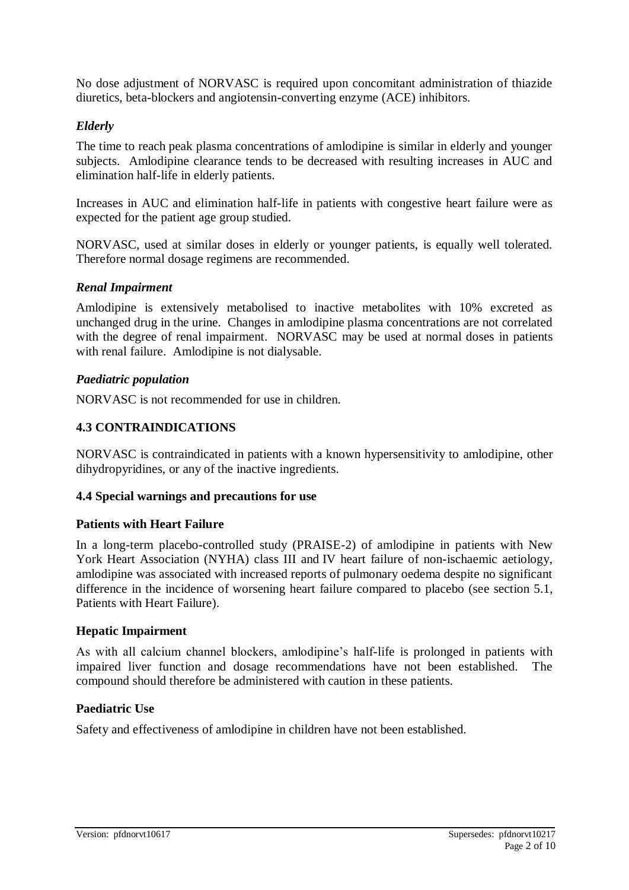No dose adjustment of NORVASC is required upon concomitant administration of thiazide diuretics, beta-blockers and angiotensin-converting enzyme (ACE) inhibitors.

### *Elderly*

The time to reach peak plasma concentrations of amlodipine is similar in elderly and younger subjects. Amlodipine clearance tends to be decreased with resulting increases in AUC and elimination half-life in elderly patients.

Increases in AUC and elimination half-life in patients with congestive heart failure were as expected for the patient age group studied.

NORVASC, used at similar doses in elderly or younger patients, is equally well tolerated. Therefore normal dosage regimens are recommended.

### *Renal Impairment*

Amlodipine is extensively metabolised to inactive metabolites with 10% excreted as unchanged drug in the urine. Changes in amlodipine plasma concentrations are not correlated with the degree of renal impairment. NORVASC may be used at normal doses in patients with renal failure. Amlodipine is not dialysable.

### *Paediatric population*

NORVASC is not recommended for use in children.

## 4.3 CONTRAINDICATIONS

NORVASC is contraindicated in patients with a known hypersensitivity to amlodipine, other dihydropyridines, or any of the inactive ingredients.

## 4.4 Special warnings and precautions for use

### Patients with Heart Failure

In a long-term placebo-controlled study (PRAISE-2) of amlodipine in patients with New York Heart Association (NYHA) class III and IV heart failure of non-ischaemic aetiology, amlodipine was associated with increased reports of pulmonary oedema despite no significant difference in the incidence of worsening heart failure compared to placebo (see section 5.1, Patients with Heart Failure).

### Hepatic Impairment

As with all calcium channel blockers, amlodipine's half-life is prolonged in patients with impaired liver function and dosage recommendations have not been established. The compound should therefore be administered with caution in these patients.

### Paediatric Use

Safety and effectiveness of amlodipine in children have not been established.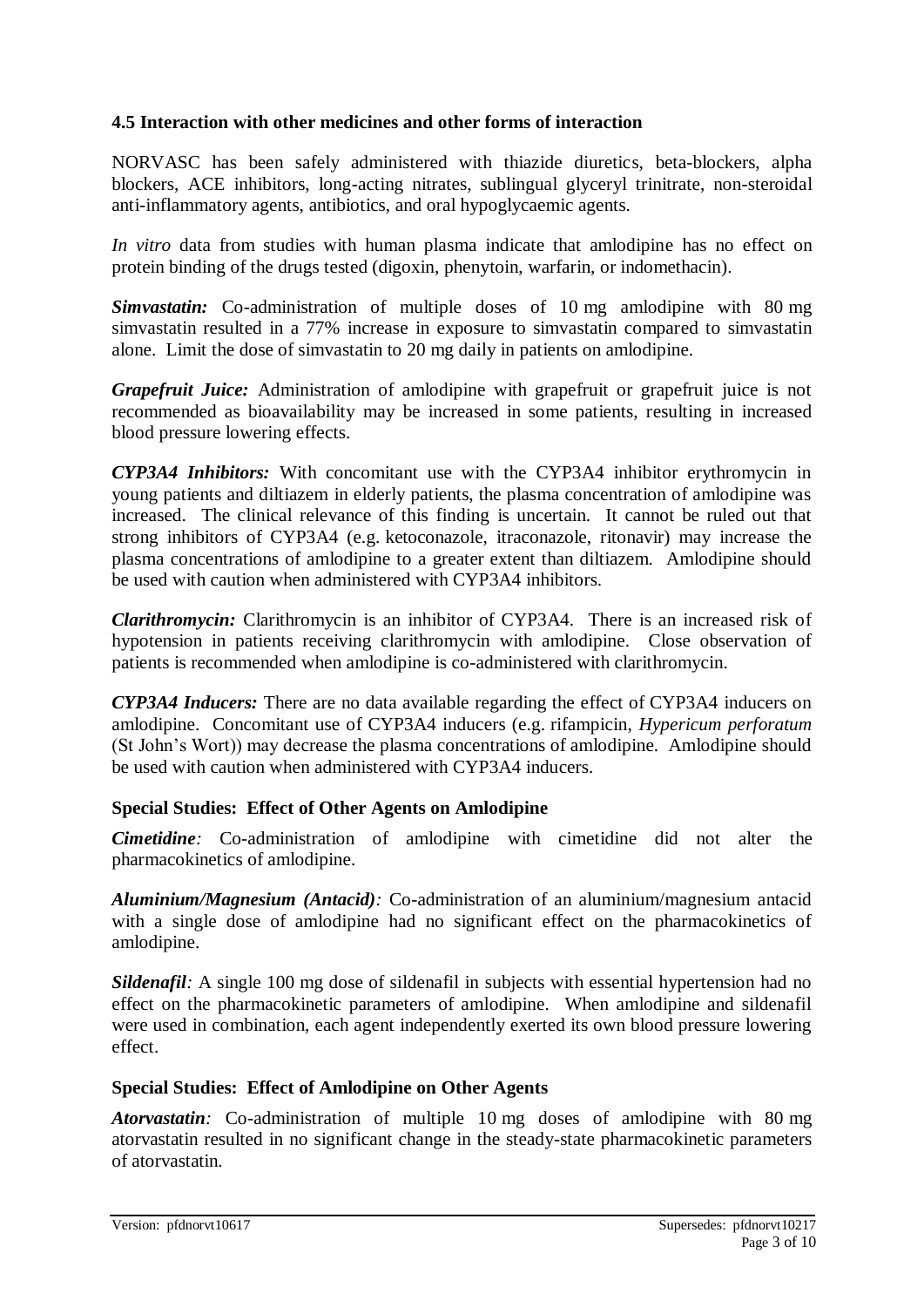### 4.5 Interaction with other medicines and other forms of interaction

NORVASC has been safely administered with thiazide diuretics, beta-blockers, alpha blockers, ACE inhibitors, long-acting nitrates, sublingual glyceryl trinitrate, non-steroidal anti-inflammatory agents, antibiotics, and oral hypoglycaemic agents.

*In vitro* data from studies with human plasma indicate that amlodipine has no effect on protein binding of the drugs tested (digoxin, phenytoin, warfarin, or indomethacin).

***Simvastatin:*** Co-administration of multiple doses of 10 mg amlodipine with 80 mg simvastatin resulted in a 77% increase in exposure to simvastatin compared to simvastatin alone. Limit the dose of simvastatin to 20 mg daily in patients on amlodipine.

***Grapefruit Juice:*** Administration of amlodipine with grapefruit or grapefruit juice is not recommended as bioavailability may be increased in some patients, resulting in increased blood pressure lowering effects.

***CYP3A4 Inhibitors:*** With concomitant use with the CYP3A4 inhibitor erythromycin in young patients and diltiazem in elderly patients, the plasma concentration of amlodipine was increased. The clinical relevance of this finding is uncertain. It cannot be ruled out that strong inhibitors of CYP3A4 (e.g. ketoconazole, itraconazole, ritonavir) may increase the plasma concentrations of amlodipine to a greater extent than diltiazem. Amlodipine should be used with caution when administered with CYP3A4 inhibitors.

***Clarithromycin:*** Clarithromycin is an inhibitor of CYP3A4. There is an increased risk of hypotension in patients receiving clarithromycin with amlodipine. Close observation of patients is recommended when amlodipine is co-administered with clarithromycin.

***CYP3A4 Inducers:*** There are no data available regarding the effect of CYP3A4 inducers on amlodipine. Concomitant use of CYP3A4 inducers (e.g. rifampicin, *Hypericum perforatum* (St John's Wort)) may decrease the plasma concentrations of amlodipine. Amlodipine should be used with caution when administered with CYP3A4 inducers.

#### Special Studies: Effect of Other Agents on Amlodipine

***Cimetidine****:* Co-administration of amlodipine with cimetidine did not alter the pharmacokinetics of amlodipine.

***Aluminium/Magnesium (Antacid)****:* Co-administration of an aluminium/magnesium antacid with a single dose of amlodipine had no significant effect on the pharmacokinetics of amlodipine.

***Sildenafil****:* A single 100 mg dose of sildenafil in subjects with essential hypertension had no effect on the pharmacokinetic parameters of amlodipine. When amlodipine and sildenafil were used in combination, each agent independently exerted its own blood pressure lowering effect.

#### Special Studies: Effect of Amlodipine on Other Agents

***Atorvastatin****:* Co-administration of multiple 10 mg doses of amlodipine with 80 mg atorvastatin resulted in no significant change in the steady-state pharmacokinetic parameters of atorvastatin.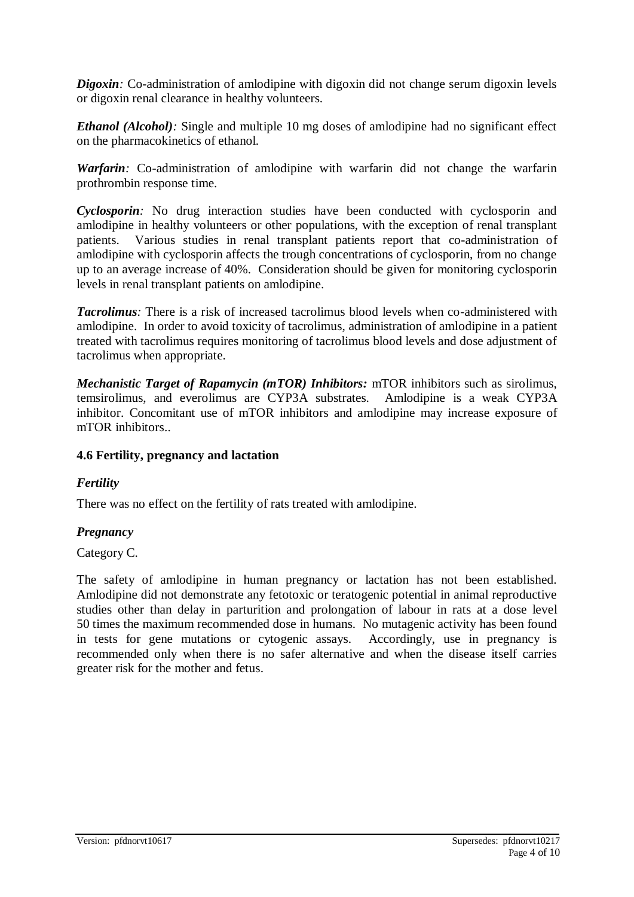***Digoxin**:* Co-administration of amlodipine with digoxin did not change serum digoxin levels or digoxin renal clearance in healthy volunteers.

***Ethanol (Alcohol)**:* Single and multiple 10 mg doses of amlodipine had no significant effect on the pharmacokinetics of ethanol.

***Warfarin**:* Co-administration of amlodipine with warfarin did not change the warfarin prothrombin response time.

***Cyclosporin**:* No drug interaction studies have been conducted with cyclosporin and amlodipine in healthy volunteers or other populations, with the exception of renal transplant patients. Various studies in renal transplant patients report that co-administration of amlodipine with cyclosporin affects the trough concentrations of cyclosporin, from no change up to an average increase of 40%. Consideration should be given for monitoring cyclosporin levels in renal transplant patients on amlodipine.

***Tacrolimus**:* There is a risk of increased tacrolimus blood levels when co-administered with amlodipine. In order to avoid toxicity of tacrolimus, administration of amlodipine in a patient treated with tacrolimus requires monitoring of tacrolimus blood levels and dose adjustment of tacrolimus when appropriate.

***Mechanistic Target of Rapamycin (mTOR) Inhibitors:*** mTOR inhibitors such as sirolimus, temsirolimus, and everolimus are CYP3A substrates. Amlodipine is a weak CYP3A inhibitor. Concomitant use of mTOR inhibitors and amlodipine may increase exposure of mTOR inhibitors..

### 4.6 Fertility, pregnancy and lactation

#### *Fertility*

There was no effect on the fertility of rats treated with amlodipine.

#### *Pregnancy*

Category C.

The safety of amlodipine in human pregnancy or lactation has not been established. Amlodipine did not demonstrate any fetotoxic or teratogenic potential in animal reproductive studies other than delay in parturition and prolongation of labour in rats at a dose level 50 times the maximum recommended dose in humans. No mutagenic activity has been found in tests for gene mutations or cytogenic assays. Accordingly, use in pregnancy is recommended only when there is no safer alternative and when the disease itself carries greater risk for the mother and fetus.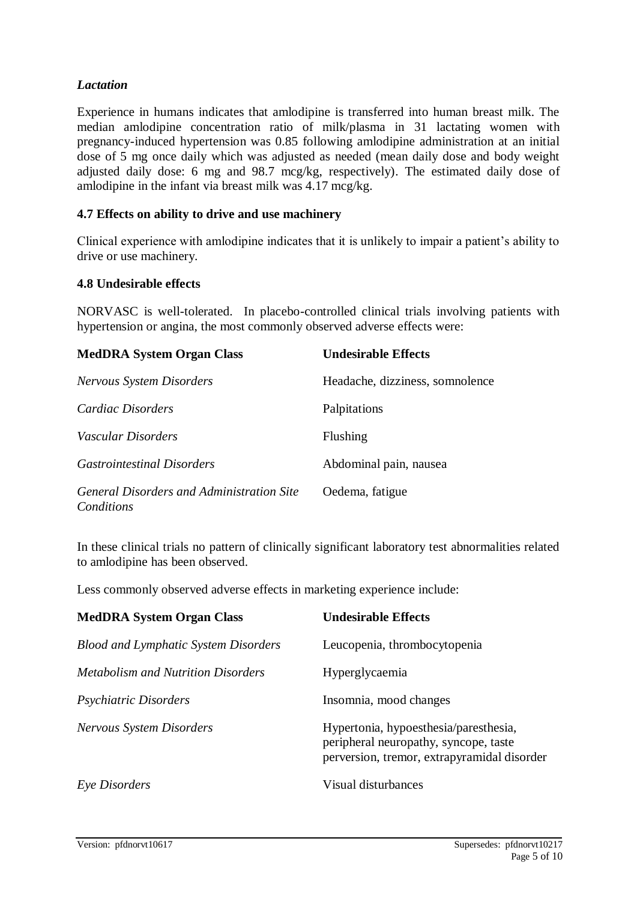*Lactation*

Experience in humans indicates that amlodipine is transferred into human breast milk. The median amlodipine concentration ratio of milk/plasma in 31 lactating women with pregnancy-induced hypertension was 0.85 following amlodipine administration at an initial dose of 5 mg once daily which was adjusted as needed (mean daily dose and body weight adjusted daily dose: 6 mg and 98.7 mcg/kg, respectively). The estimated daily dose of amlodipine in the infant via breast milk was 4.17 mcg/kg.

### 4.7 Effects on ability to drive and use machinery

Clinical experience with amlodipine indicates that it is unlikely to impair a patient's ability to drive or use machinery.

### 4.8 Undesirable effects

NORVASC is well-tolerated. In placebo-controlled clinical trials involving patients with hypertension or angina, the most commonly observed adverse effects were:

| MedDRA System Organ Class | Undesirable Effects |
| --- | --- |
| *Nervous System Disorders* | Headache, dizziness, somnolence |
| *Cardiac Disorders* | Palpitations |
| *Vascular Disorders* | Flushing |
| *Gastrointestinal Disorders* | Abdominal pain, nausea |
| *General Disorders and Administration Site Conditions* | Oedema, fatigue |

In these clinical trials no pattern of clinically significant laboratory test abnormalities related to amlodipine has been observed.

Less commonly observed adverse effects in marketing experience include:

| MedDRA System Organ Class | Undesirable Effects |
| --- | --- |
| *Blood and Lymphatic System Disorders* | Leucopenia, thrombocytopenia |
| *Metabolism and Nutrition Disorders* | Hyperglycaemia |
| *Psychiatric Disorders* | Insomnia, mood changes |
| *Nervous System Disorders* | Hypertonia, hypoesthesia/paresthesia, peripheral neuropathy, syncope, taste perversion, tremor, extrapyramidal disorder |
| *Eye Disorders* | Visual disturbances |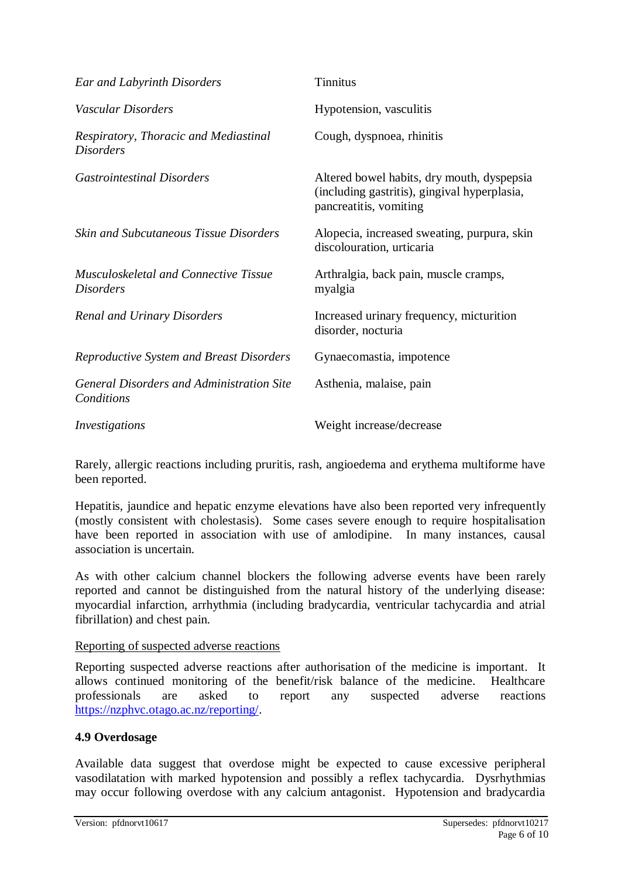| | |
|---|---|
| *Ear and Labyrinth Disorders* | Tinnitus |
| *Vascular Disorders* | Hypotension, vasculitis |
| *Respiratory, Thoracic and Mediastinal Disorders* | Cough, dyspnoea, rhinitis |
| *Gastrointestinal Disorders* | Altered bowel habits, dry mouth, dyspepsia (including gastritis), gingival hyperplasia, pancreatitis, vomiting |
| *Skin and Subcutaneous Tissue Disorders* | Alopecia, increased sweating, purpura, skin discolouration, urticaria |
| *Musculoskeletal and Connective Tissue Disorders* | Arthralgia, back pain, muscle cramps, myalgia |
| *Renal and Urinary Disorders* | Increased urinary frequency, micturition disorder, nocturia |
| *Reproductive System and Breast Disorders* | Gynaecomastia, impotence |
| *General Disorders and Administration Site Conditions* | Asthenia, malaise, pain |
| *Investigations* | Weight increase/decrease |

Rarely, allergic reactions including pruritis, rash, angioedema and erythema multiforme have been reported.

Hepatitis, jaundice and hepatic enzyme elevations have also been reported very infrequently (mostly consistent with cholestasis). Some cases severe enough to require hospitalisation have been reported in association with use of amlodipine. In many instances, causal association is uncertain.

As with other calcium channel blockers the following adverse events have been rarely reported and cannot be distinguished from the natural history of the underlying disease: myocardial infarction, arrhythmia (including bradycardia, ventricular tachycardia and atrial fibrillation) and chest pain.

Reporting of suspected adverse reactions

Reporting suspected adverse reactions after authorisation of the medicine is important. It allows continued monitoring of the benefit/risk balance of the medicine. Healthcare professionals are asked to report any suspected adverse reactions https://nzphvc.otago.ac.nz/reporting/.

### 4.9 Overdosage

Available data suggest that overdose might be expected to cause excessive peripheral vasodilatation with marked hypotension and possibly a reflex tachycardia. Dysrhythmias may occur following overdose with any calcium antagonist. Hypotension and bradycardia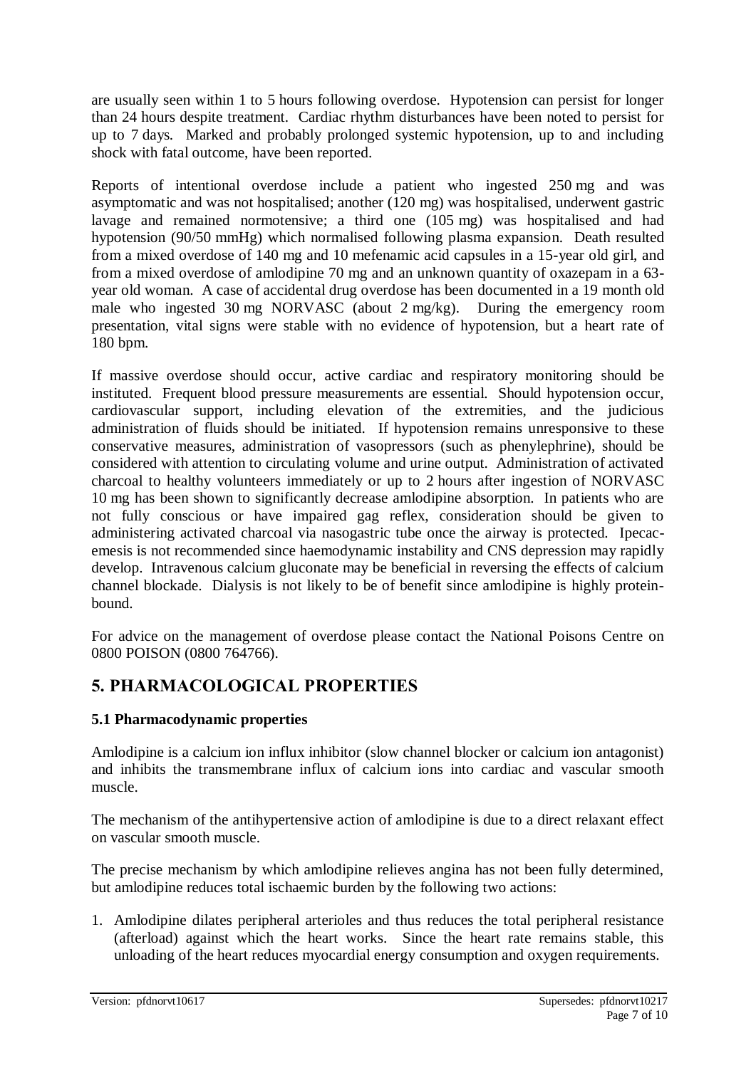are usually seen within 1 to 5 hours following overdose. Hypotension can persist for longer than 24 hours despite treatment. Cardiac rhythm disturbances have been noted to persist for up to 7 days. Marked and probably prolonged systemic hypotension, up to and including shock with fatal outcome, have been reported.

Reports of intentional overdose include a patient who ingested 250 mg and was asymptomatic and was not hospitalised; another (120 mg) was hospitalised, underwent gastric lavage and remained normotensive; a third one (105 mg) was hospitalised and had hypotension (90/50 mmHg) which normalised following plasma expansion. Death resulted from a mixed overdose of 140 mg and 10 mefenamic acid capsules in a 15-year old girl, and from a mixed overdose of amlodipine 70 mg and an unknown quantity of oxazepam in a 63-year old woman. A case of accidental drug overdose has been documented in a 19 month old male who ingested 30 mg NORVASC (about 2 mg/kg). During the emergency room presentation, vital signs were stable with no evidence of hypotension, but a heart rate of 180 bpm.

If massive overdose should occur, active cardiac and respiratory monitoring should be instituted. Frequent blood pressure measurements are essential. Should hypotension occur, cardiovascular support, including elevation of the extremities, and the judicious administration of fluids should be initiated. If hypotension remains unresponsive to these conservative measures, administration of vasopressors (such as phenylephrine), should be considered with attention to circulating volume and urine output. Administration of activated charcoal to healthy volunteers immediately or up to 2 hours after ingestion of NORVASC 10 mg has been shown to significantly decrease amlodipine absorption. In patients who are not fully conscious or have impaired gag reflex, consideration should be given to administering activated charcoal via nasogastric tube once the airway is protected. Ipecac-emesis is not recommended since haemodynamic instability and CNS depression may rapidly develop. Intravenous calcium gluconate may be beneficial in reversing the effects of calcium channel blockade. Dialysis is not likely to be of benefit since amlodipine is highly protein-bound.

For advice on the management of overdose please contact the National Poisons Centre on 0800 POISON (0800 764766).

# 5. PHARMACOLOGICAL PROPERTIES

## 5.1 Pharmacodynamic properties

Amlodipine is a calcium ion influx inhibitor (slow channel blocker or calcium ion antagonist) and inhibits the transmembrane influx of calcium ions into cardiac and vascular smooth muscle.

The mechanism of the antihypertensive action of amlodipine is due to a direct relaxant effect on vascular smooth muscle.

The precise mechanism by which amlodipine relieves angina has not been fully determined, but amlodipine reduces total ischaemic burden by the following two actions:

1. Amlodipine dilates peripheral arterioles and thus reduces the total peripheral resistance (afterload) against which the heart works. Since the heart rate remains stable, this unloading of the heart reduces myocardial energy consumption and oxygen requirements.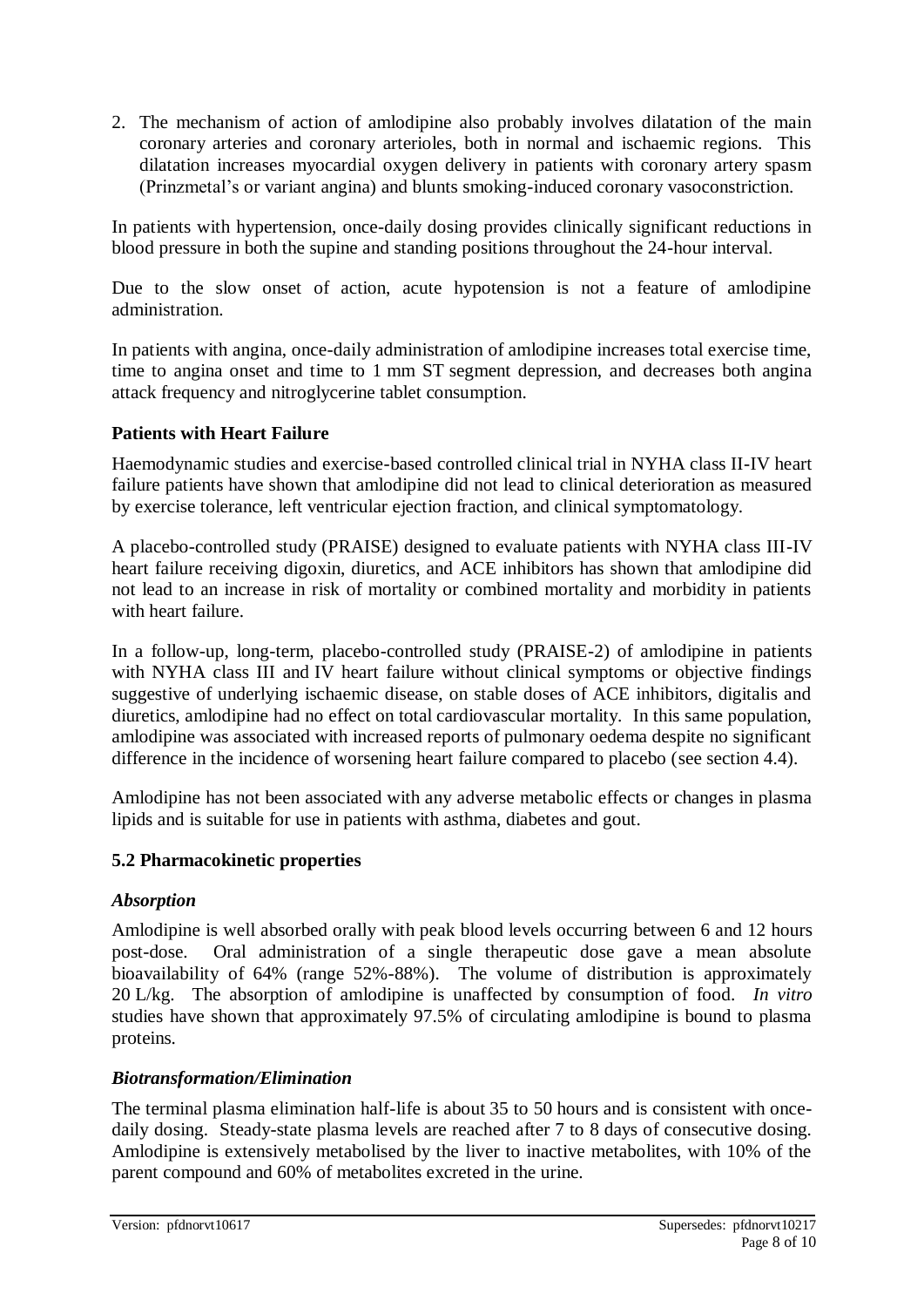2. The mechanism of action of amlodipine also probably involves dilatation of the main coronary arteries and coronary arterioles, both in normal and ischaemic regions. This dilatation increases myocardial oxygen delivery in patients with coronary artery spasm (Prinzmetal's or variant angina) and blunts smoking-induced coronary vasoconstriction.

In patients with hypertension, once-daily dosing provides clinically significant reductions in blood pressure in both the supine and standing positions throughout the 24-hour interval.

Due to the slow onset of action, acute hypotension is not a feature of amlodipine administration.

In patients with angina, once-daily administration of amlodipine increases total exercise time, time to angina onset and time to 1 mm ST segment depression, and decreases both angina attack frequency and nitroglycerine tablet consumption.

**Patients with Heart Failure**

Haemodynamic studies and exercise-based controlled clinical trial in NYHA class II-IV heart failure patients have shown that amlodipine did not lead to clinical deterioration as measured by exercise tolerance, left ventricular ejection fraction, and clinical symptomatology.

A placebo-controlled study (PRAISE) designed to evaluate patients with NYHA class III-IV heart failure receiving digoxin, diuretics, and ACE inhibitors has shown that amlodipine did not lead to an increase in risk of mortality or combined mortality and morbidity in patients with heart failure.

In a follow-up, long-term, placebo-controlled study (PRAISE-2) of amlodipine in patients with NYHA class III and IV heart failure without clinical symptoms or objective findings suggestive of underlying ischaemic disease, on stable doses of ACE inhibitors, digitalis and diuretics, amlodipine had no effect on total cardiovascular mortality. In this same population, amlodipine was associated with increased reports of pulmonary oedema despite no significant difference in the incidence of worsening heart failure compared to placebo (see section 4.4).

Amlodipine has not been associated with any adverse metabolic effects or changes in plasma lipids and is suitable for use in patients with asthma, diabetes and gout.

## 5.2 Pharmacokinetic properties

***Absorption***

Amlodipine is well absorbed orally with peak blood levels occurring between 6 and 12 hours post-dose. Oral administration of a single therapeutic dose gave a mean absolute bioavailability of 64% (range 52%-88%). The volume of distribution is approximately 20 L/kg. The absorption of amlodipine is unaffected by consumption of food. *In vitro* studies have shown that approximately 97.5% of circulating amlodipine is bound to plasma proteins.

***Biotransformation/Elimination***

The terminal plasma elimination half-life is about 35 to 50 hours and is consistent with once-daily dosing. Steady-state plasma levels are reached after 7 to 8 days of consecutive dosing. Amlodipine is extensively metabolised by the liver to inactive metabolites, with 10% of the parent compound and 60% of metabolites excreted in the urine.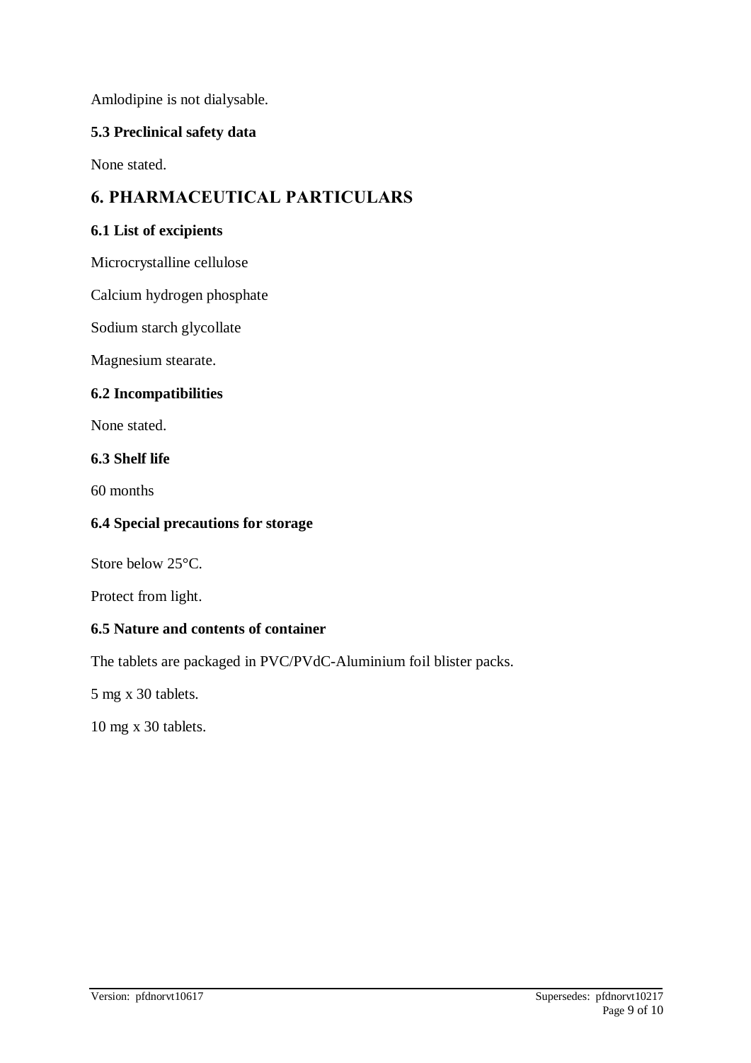Amlodipine is not dialysable.

### 5.3 Preclinical safety data

None stated.

## 6. PHARMACEUTICAL PARTICULARS

### 6.1 List of excipients

Microcrystalline cellulose

Calcium hydrogen phosphate

Sodium starch glycollate

Magnesium stearate.

### 6.2 Incompatibilities

None stated.

### 6.3 Shelf life

60 months

### 6.4 Special precautions for storage

Store below 25°C.

Protect from light.

### 6.5 Nature and contents of container

The tablets are packaged in PVC/PVdC-Aluminium foil blister packs.

5 mg x 30 tablets.

10 mg x 30 tablets.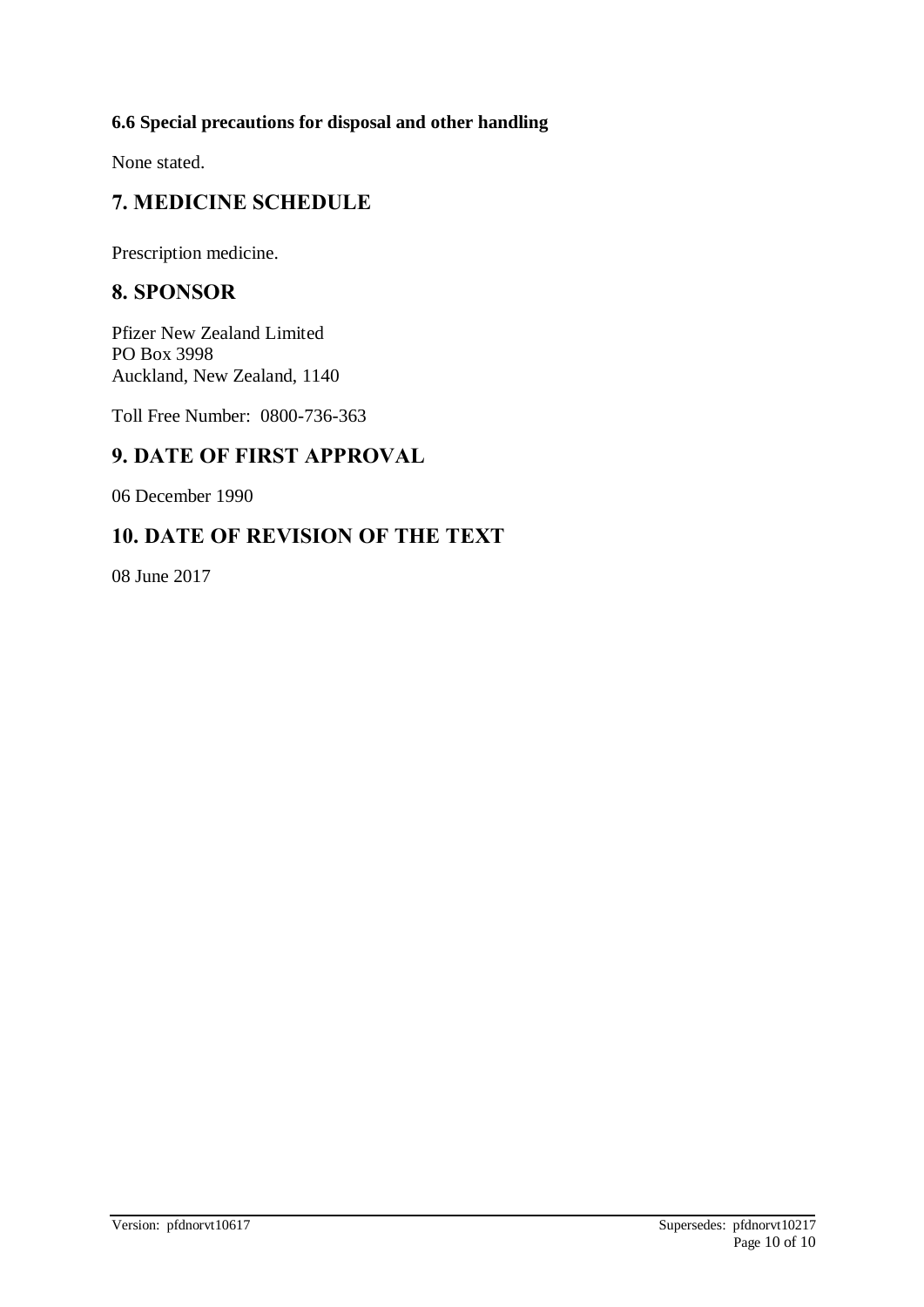### 6.6 Special precautions for disposal and other handling

None stated.

## 7. MEDICINE SCHEDULE

Prescription medicine.

## 8. SPONSOR

Pfizer New Zealand Limited
PO Box 3998
Auckland, New Zealand, 1140

Toll Free Number: 0800-736-363

## 9. DATE OF FIRST APPROVAL

06 December 1990

## 10. DATE OF REVISION OF THE TEXT

08 June 2017